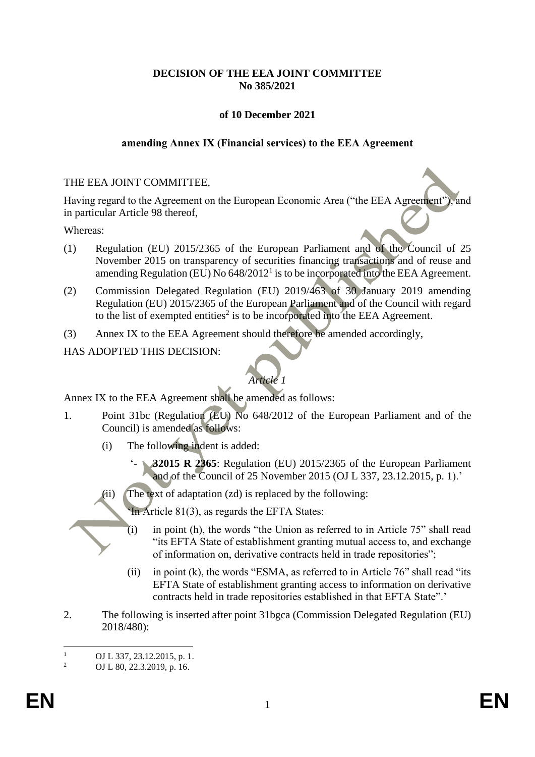**DECISION OF THE EEA JOINT COMMITTEE**
**No 385/2021**

**of 10 December 2021**

**amending Annex IX (Financial services) to the EEA Agreement**

THE EEA JOINT COMMITTEE,

Having regard to the Agreement on the European Economic Area ("the EEA Agreement"), and in particular Article 98 thereof,

Whereas:

(1) Regulation (EU) 2015/2365 of the European Parliament and of the Council of 25 November 2015 on transparency of securities financing transactions and of reuse and amending Regulation (EU) No 648/2012[1] is to be incorporated into the EEA Agreement.

(2) Commission Delegated Regulation (EU) 2019/463 of 30 January 2019 amending Regulation (EU) 2015/2365 of the European Parliament and of the Council with regard to the list of exempted entities[2] is to be incorporated into the EEA Agreement.

(3) Annex IX to the EEA Agreement should therefore be amended accordingly,

HAS ADOPTED THIS DECISION:

*Article 1*

Annex IX to the EEA Agreement shall be amended as follows:

1. Point 31bc (Regulation (EU) No 648/2012 of the European Parliament and of the Council) is amended as follows:

   (i) The following indent is added:

   '- **32015 R 2365**: Regulation (EU) 2015/2365 of the European Parliament and of the Council of 25 November 2015 (OJ L 337, 23.12.2015, p. 1).'

   (ii) The text of adaptation (zd) is replaced by the following:

   'In Article 81(3), as regards the EFTA States:

   (i) in point (h), the words "the Union as referred to in Article 75" shall read "its EFTA State of establishment granting mutual access to, and exchange of information on, derivative contracts held in trade repositories";

   (ii) in point (k), the words "ESMA, as referred to in Article 76" shall read "its EFTA State of establishment granting access to information on derivative contracts held in trade repositories established in that EFTA State".'

2. The following is inserted after point 31bgca (Commission Delegated Regulation (EU) 2018/480):

---

[1] OJ L 337, 23.12.2015, p. 1.

[2] OJ L 80, 22.3.2019, p. 16.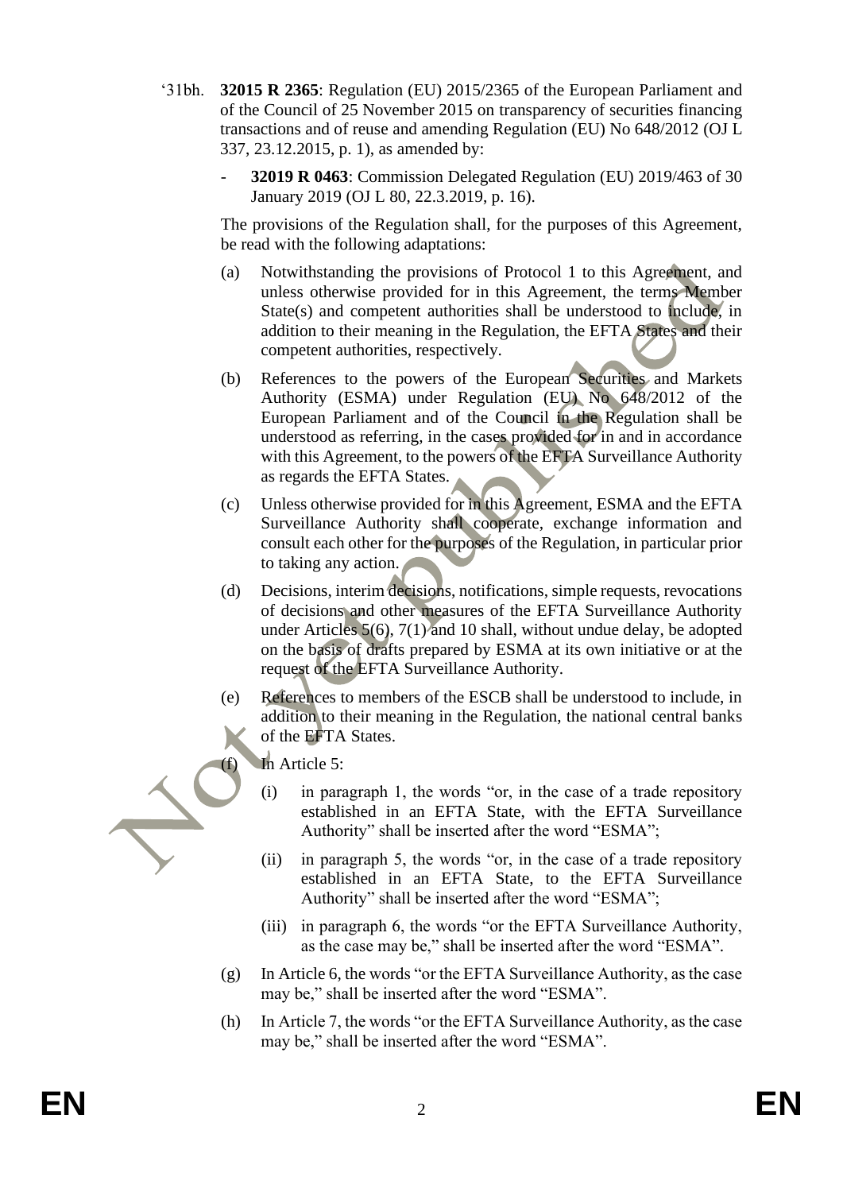‘31bh. **32015 R 2365**: Regulation (EU) 2015/2365 of the European Parliament and of the Council of 25 November 2015 on transparency of securities financing transactions and of reuse and amending Regulation (EU) No 648/2012 (OJ L 337, 23.12.2015, p. 1), as amended by:

- **32019 R 0463**: Commission Delegated Regulation (EU) 2019/463 of 30 January 2019 (OJ L 80, 22.3.2019, p. 16).

The provisions of the Regulation shall, for the purposes of this Agreement, be read with the following adaptations:

(a) Notwithstanding the provisions of Protocol 1 to this Agreement, and unless otherwise provided for in this Agreement, the terms Member State(s) and competent authorities shall be understood to include, in addition to their meaning in the Regulation, the EFTA States and their competent authorities, respectively.

(b) References to the powers of the European Securities and Markets Authority (ESMA) under Regulation (EU) No 648/2012 of the European Parliament and of the Council in the Regulation shall be understood as referring, in the cases provided for in and in accordance with this Agreement, to the powers of the EFTA Surveillance Authority as regards the EFTA States.

(c) Unless otherwise provided for in this Agreement, ESMA and the EFTA Surveillance Authority shall cooperate, exchange information and consult each other for the purposes of the Regulation, in particular prior to taking any action.

(d) Decisions, interim decisions, notifications, simple requests, revocations of decisions and other measures of the EFTA Surveillance Authority under Articles 5(6), 7(1) and 10 shall, without undue delay, be adopted on the basis of drafts prepared by ESMA at its own initiative or at the request of the EFTA Surveillance Authority.

(e) References to members of the ESCB shall be understood to include, in addition to their meaning in the Regulation, the national central banks of the EFTA States.

(f) In Article 5:

(i) in paragraph 1, the words “or, in the case of a trade repository established in an EFTA State, with the EFTA Surveillance Authority” shall be inserted after the word “ESMA”;

(ii) in paragraph 5, the words “or, in the case of a trade repository established in an EFTA State, to the EFTA Surveillance Authority” shall be inserted after the word “ESMA”;

(iii) in paragraph 6, the words “or the EFTA Surveillance Authority, as the case may be,” shall be inserted after the word “ESMA”.

(g) In Article 6, the words “or the EFTA Surveillance Authority, as the case may be,” shall be inserted after the word “ESMA”.

(h) In Article 7, the words “or the EFTA Surveillance Authority, as the case may be,” shall be inserted after the word “ESMA”.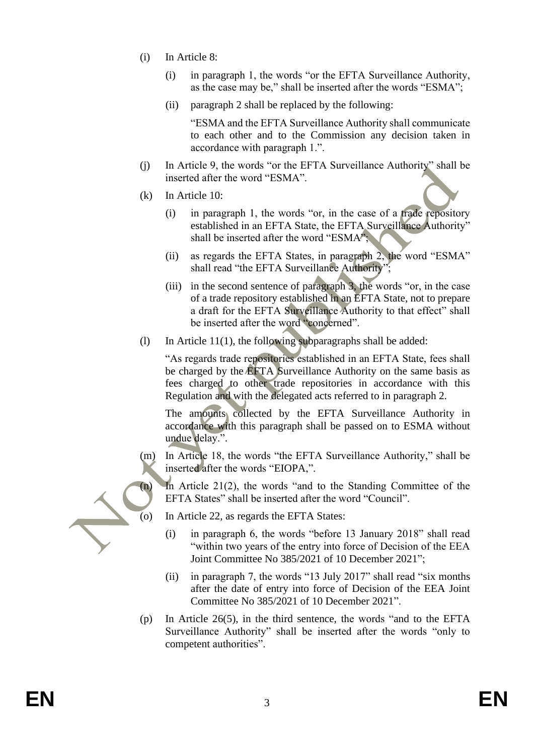(i) In Article 8:

(i) in paragraph 1, the words "or the EFTA Surveillance Authority, as the case may be," shall be inserted after the words "ESMA";

(ii) paragraph 2 shall be replaced by the following:

"ESMA and the EFTA Surveillance Authority shall communicate to each other and to the Commission any decision taken in accordance with paragraph 1.".

(j) In Article 9, the words "or the EFTA Surveillance Authority" shall be inserted after the word "ESMA".

(k) In Article 10:

(i) in paragraph 1, the words "or, in the case of a trade repository established in an EFTA State, the EFTA Surveillance Authority" shall be inserted after the word "ESMA";

(ii) as regards the EFTA States, in paragraph 2, the word "ESMA" shall read "the EFTA Surveillance Authority";

(iii) in the second sentence of paragraph 3, the words "or, in the case of a trade repository established in an EFTA State, not to prepare a draft for the EFTA Surveillance Authority to that effect" shall be inserted after the word "concerned".

(l) In Article 11(1), the following subparagraphs shall be added:

"As regards trade repositories established in an EFTA State, fees shall be charged by the EFTA Surveillance Authority on the same basis as fees charged to other trade repositories in accordance with this Regulation and with the delegated acts referred to in paragraph 2.

The amounts collected by the EFTA Surveillance Authority in accordance with this paragraph shall be passed on to ESMA without undue delay.".

(m) In Article 18, the words "the EFTA Surveillance Authority," shall be inserted after the words "EIOPA,".

(n) In Article 21(2), the words "and to the Standing Committee of the EFTA States" shall be inserted after the word "Council".

(o) In Article 22, as regards the EFTA States:

(i) in paragraph 6, the words "before 13 January 2018" shall read "within two years of the entry into force of Decision of the EEA Joint Committee No 385/2021 of 10 December 2021";

(ii) in paragraph 7, the words "13 July 2017" shall read "six months after the date of entry into force of Decision of the EEA Joint Committee No 385/2021 of 10 December 2021".

(p) In Article 26(5), in the third sentence, the words "and to the EFTA Surveillance Authority" shall be inserted after the words "only to competent authorities".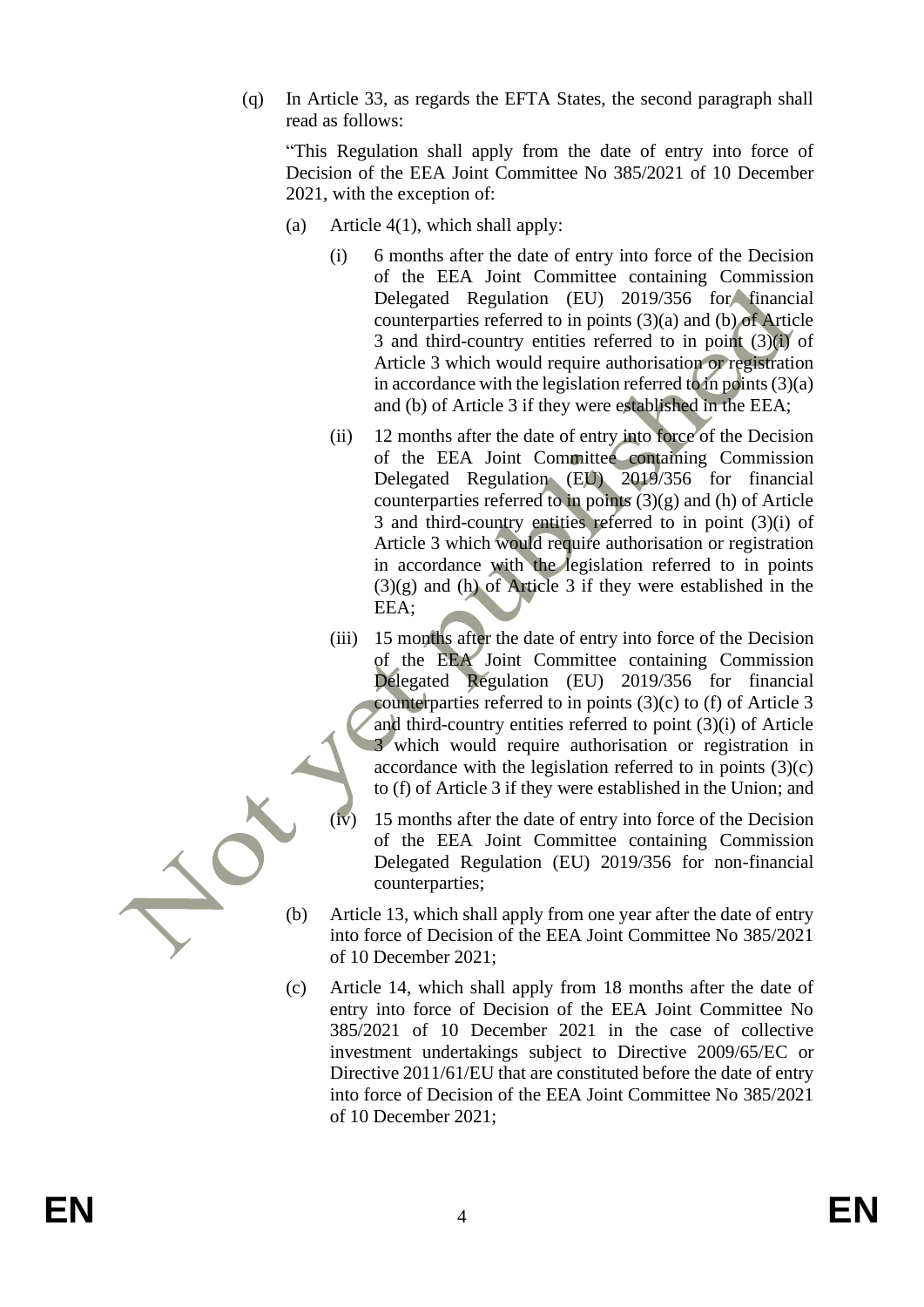(q) In Article 33, as regards the EFTA States, the second paragraph shall read as follows:

"This Regulation shall apply from the date of entry into force of Decision of the EEA Joint Committee No 385/2021 of 10 December 2021, with the exception of:

(a) Article 4(1), which shall apply:

(i) 6 months after the date of entry into force of the Decision of the EEA Joint Committee containing Commission Delegated Regulation (EU) 2019/356 for financial counterparties referred to in points (3)(a) and (b) of Article 3 and third-country entities referred to in point (3)(i) of Article 3 which would require authorisation or registration in accordance with the legislation referred to in points (3)(a) and (b) of Article 3 if they were established in the EEA;

(ii) 12 months after the date of entry into force of the Decision of the EEA Joint Committee containing Commission Delegated Regulation (EU) 2019/356 for financial counterparties referred to in points (3)(g) and (h) of Article 3 and third-country entities referred to in point (3)(i) of Article 3 which would require authorisation or registration in accordance with the legislation referred to in points (3)(g) and (h) of Article 3 if they were established in the EEA;

(iii) 15 months after the date of entry into force of the Decision of the EEA Joint Committee containing Commission Delegated Regulation (EU) 2019/356 for financial counterparties referred to in points (3)(c) to (f) of Article 3 and third-country entities referred to point (3)(i) of Article 3 which would require authorisation or registration in accordance with the legislation referred to in points (3)(c) to (f) of Article 3 if they were established in the Union; and

(iv) 15 months after the date of entry into force of the Decision of the EEA Joint Committee containing Commission Delegated Regulation (EU) 2019/356 for non-financial counterparties;

(b) Article 13, which shall apply from one year after the date of entry into force of Decision of the EEA Joint Committee No 385/2021 of 10 December 2021;

(c) Article 14, which shall apply from 18 months after the date of entry into force of Decision of the EEA Joint Committee No 385/2021 of 10 December 2021 in the case of collective investment undertakings subject to Directive 2009/65/EC or Directive 2011/61/EU that are constituted before the date of entry into force of Decision of the EEA Joint Committee No 385/2021 of 10 December 2021;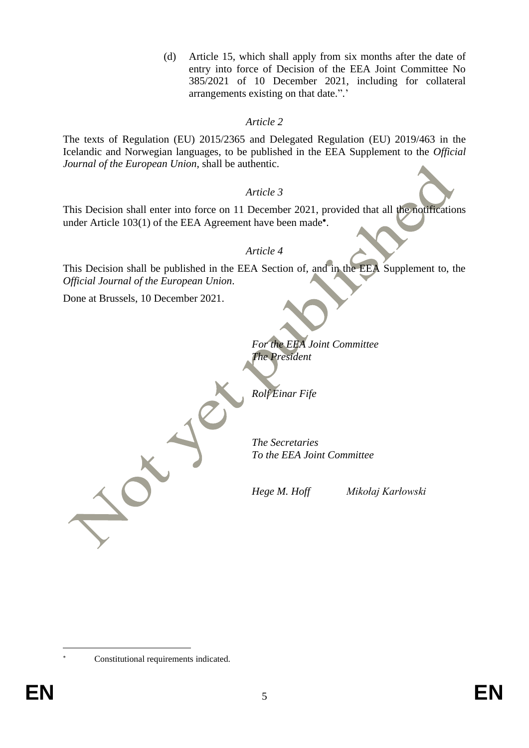(d) Article 15, which shall apply from six months after the date of entry into force of Decision of the EEA Joint Committee No 385/2021 of 10 December 2021, including for collateral arrangements existing on that date.".'

*Article 2*

The texts of Regulation (EU) 2015/2365 and Delegated Regulation (EU) 2019/463 in the Icelandic and Norwegian languages, to be published in the EEA Supplement to the *Official Journal of the European Union*, shall be authentic.

*Article 3*

This Decision shall enter into force on 11 December 2021, provided that all the notifications under Article 103(1) of the EEA Agreement have been made[*].

*Article 4*

This Decision shall be published in the EEA Section of, and in the EEA Supplement to, the *Official Journal of the European Union*.

Done at Brussels, 10 December 2021.

*For the EEA Joint Committee*
*The President*

*Rolf Einar Fife*

*The Secretaries*
*To the EEA Joint Committee*

*Hege M. Hoff* *Mikołaj Karłowski*

---

[*] Constitutional requirements indicated.